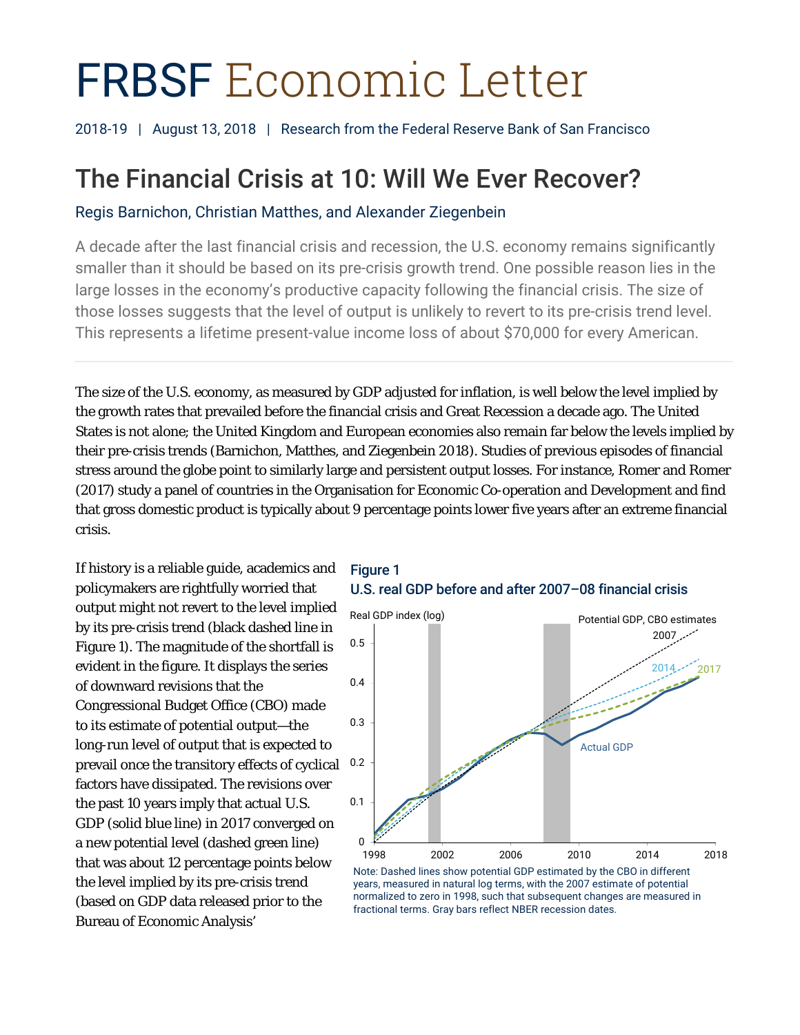# FRBSF Economic Letter

2018-19 | August 13, 2018 | Research from the Federal Reserve Bank of San Francisco

## The Financial Crisis at 10: Will We Ever Recover?

Regis Barnichon, Christian Matthes, and Alexander Ziegenbein

A decade after the last financial crisis and recession, the U.S. economy remains significantly smaller than it should be based on its pre-crisis growth trend. One possible reason lies in the large losses in the economy's productive capacity following the financial crisis. The size of those losses suggests that the level of output is unlikely to revert to its pre-crisis trend level. This represents a lifetime present-value income loss of about $70,000 for every American.

---

The size of the U.S. economy, as measured by GDP adjusted for inflation, is well below the level implied by the growth rates that prevailed before the financial crisis and Great Recession a decade ago. The United States is not alone; the United Kingdom and European economies also remain far below the levels implied by their pre-crisis trends (Barnichon, Matthes, and Ziegenbein 2018). Studies of previous episodes of financial stress around the globe point to similarly large and persistent output losses. For instance, Romer and Romer (2017) study a panel of countries in the Organisation for Economic Co-operation and Development and find that gross domestic product is typically about 9 percentage points lower five years after an extreme financial crisis.

If history is a reliable guide, academics and policymakers are rightfully worried that output might not revert to the level implied by its pre-crisis trend (black dashed line in Figure 1). The magnitude of the shortfall is evident in the figure. It displays the series of downward revisions that the Congressional Budget Office (CBO) made to its estimate of potential output—the long-run level of output that is expected to prevail once the transitory effects of cyclical factors have dissipated. The revisions over the past 10 years imply that actual U.S. GDP (solid blue line) in 2017 converged on a new potential level (dashed green line) that was about 12 percentage points below the level implied by its pre-crisis trend (based on GDP data released prior to the Bureau of Economic Analysis'

**Figure 1**
**U.S. real GDP before and after 2007–08 financial crisis**

Note: Dashed lines show potential GDP estimated by the CBO in different years, measured in natural log terms, with the 2007 estimate of potential normalized to zero in 1998, such that subsequent changes are measured in fractional terms. Gray bars reflect NBER recession dates.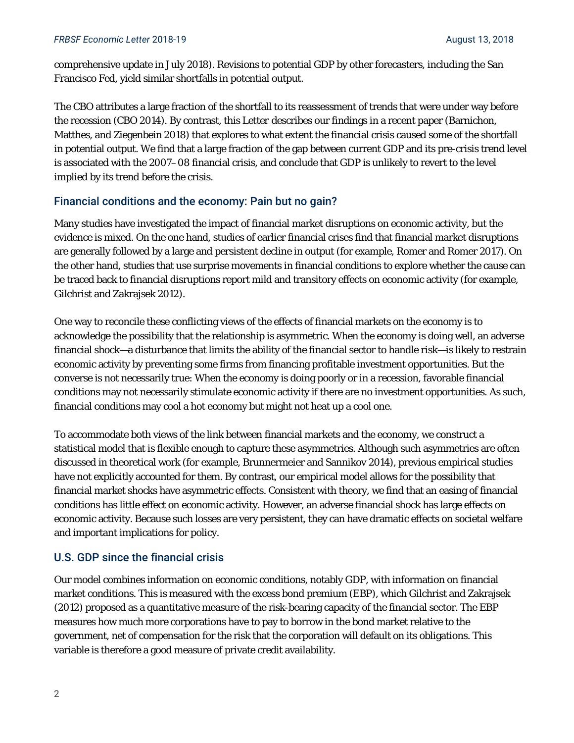comprehensive update in July 2018). Revisions to potential GDP by other forecasters, including the San Francisco Fed, yield similar shortfalls in potential output.

The CBO attributes a large fraction of the shortfall to its reassessment of trends that were under way before the recession (CBO 2014). By contrast, this Letter describes our findings in a recent paper (Barnichon, Matthes, and Ziegenbein 2018) that explores to what extent the financial crisis caused some of the shortfall in potential output. We find that a large fraction of the gap between current GDP and its pre-crisis trend level is associated with the 2007–08 financial crisis, and conclude that GDP is unlikely to revert to the level implied by its trend before the crisis.

## Financial conditions and the economy: Pain but no gain?

Many studies have investigated the impact of financial market disruptions on economic activity, but the evidence is mixed. On the one hand, studies of earlier financial crises find that financial market disruptions are generally followed by a large and persistent decline in output (for example, Romer and Romer 2017). On the other hand, studies that use surprise movements in financial conditions to explore whether the cause can be traced back to financial disruptions report mild and transitory effects on economic activity (for example, Gilchrist and Zakrajsek 2012).

One way to reconcile these conflicting views of the effects of financial markets on the economy is to acknowledge the possibility that the relationship is asymmetric. When the economy is doing well, an adverse financial shock—a disturbance that limits the ability of the financial sector to handle risk—is likely to restrain economic activity by preventing some firms from financing profitable investment opportunities. But the converse is not necessarily true: When the economy is doing poorly or in a recession, favorable financial conditions may not necessarily stimulate economic activity if there are no investment opportunities. As such, financial conditions may cool a hot economy but might not heat up a cool one.

To accommodate both views of the link between financial markets and the economy, we construct a statistical model that is flexible enough to capture these asymmetries. Although such asymmetries are often discussed in theoretical work (for example, Brunnermeier and Sannikov 2014), previous empirical studies have not explicitly accounted for them. By contrast, our empirical model allows for the possibility that financial market shocks have asymmetric effects. Consistent with theory, we find that an easing of financial conditions has little effect on economic activity. However, an adverse financial shock has large effects on economic activity. Because such losses are very persistent, they can have dramatic effects on societal welfare and important implications for policy.

## U.S. GDP since the financial crisis

Our model combines information on economic conditions, notably GDP, with information on financial market conditions. This is measured with the excess bond premium (EBP), which Gilchrist and Zakrajsek (2012) proposed as a quantitative measure of the risk-bearing capacity of the financial sector. The EBP measures how much more corporations have to pay to borrow in the bond market relative to the government, net of compensation for the risk that the corporation will default on its obligations. This variable is therefore a good measure of private credit availability.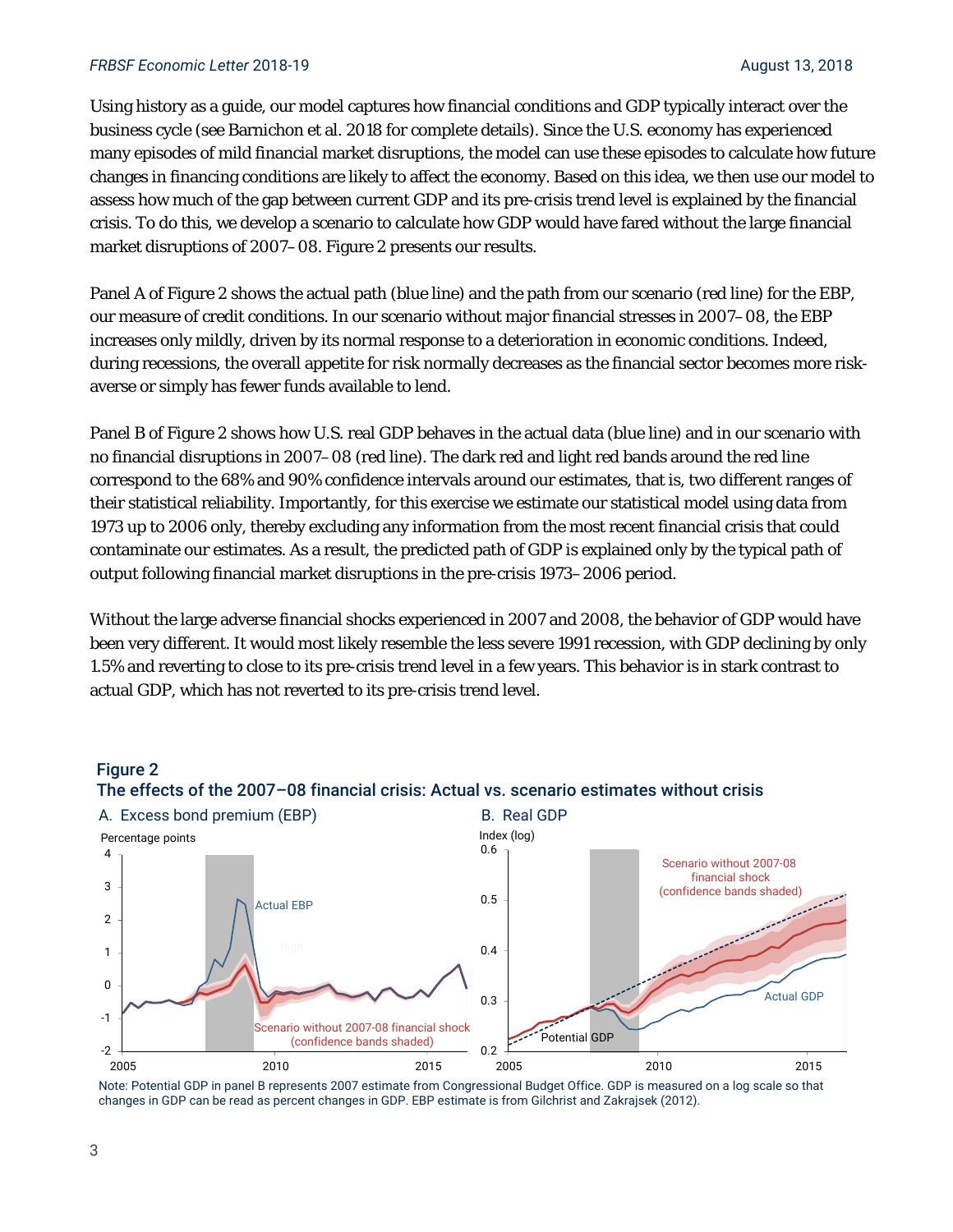Using history as a guide, our model captures how financial conditions and GDP typically interact over the business cycle (see Barnichon et al. 2018 for complete details). Since the U.S. economy has experienced many episodes of mild financial market disruptions, the model can use these episodes to calculate how future changes in financing conditions are likely to affect the economy. Based on this idea, we then use our model to assess how much of the gap between current GDP and its pre-crisis trend level is explained by the financial crisis. To do this, we develop a scenario to calculate how GDP would have fared without the large financial market disruptions of 2007–08. Figure 2 presents our results.

Panel A of Figure 2 shows the actual path (blue line) and the path from our scenario (red line) for the EBP, our measure of credit conditions. In our scenario without major financial stresses in 2007–08, the EBP increases only mildly, driven by its normal response to a deterioration in economic conditions. Indeed, during recessions, the overall appetite for risk normally decreases as the financial sector becomes more risk-averse or simply has fewer funds available to lend.

Panel B of Figure 2 shows how U.S. real GDP behaves in the actual data (blue line) and in our scenario with no financial disruptions in 2007–08 (red line). The dark red and light red bands around the red line correspond to the 68% and 90% confidence intervals around our estimates, that is, two different ranges of their statistical reliability. Importantly, for this exercise we estimate our statistical model using data from 1973 up to 2006 only, thereby excluding any information from the most recent financial crisis that could contaminate our estimates. As a result, the predicted path of GDP is explained only by the typical path of output following financial market disruptions in the pre-crisis 1973–2006 period.

Without the large adverse financial shocks experienced in 2007 and 2008, the behavior of GDP would have been very different. It would most likely resemble the less severe 1991 recession, with GDP declining by only 1.5% and reverting to close to its pre-crisis trend level in a few years. This behavior is in stark contrast to actual GDP, which has not reverted to its pre-crisis trend level.

**Figure 2**
**The effects of the 2007–08 financial crisis: Actual vs. scenario estimates without crisis**

A. Excess bond premium (EBP) — Percentage points; Actual EBP; Scenario without 2007-08 financial shock (confidence bands shaded)

B. Real GDP — Index (log); Scenario without 2007-08 financial shock (confidence bands shaded); Actual GDP; Potential GDP

Note: Potential GDP in panel B represents 2007 estimate from Congressional Budget Office. GDP is measured on a log scale so that changes in GDP can be read as percent changes in GDP. EBP estimate is from Gilchrist and Zakrajsek (2012).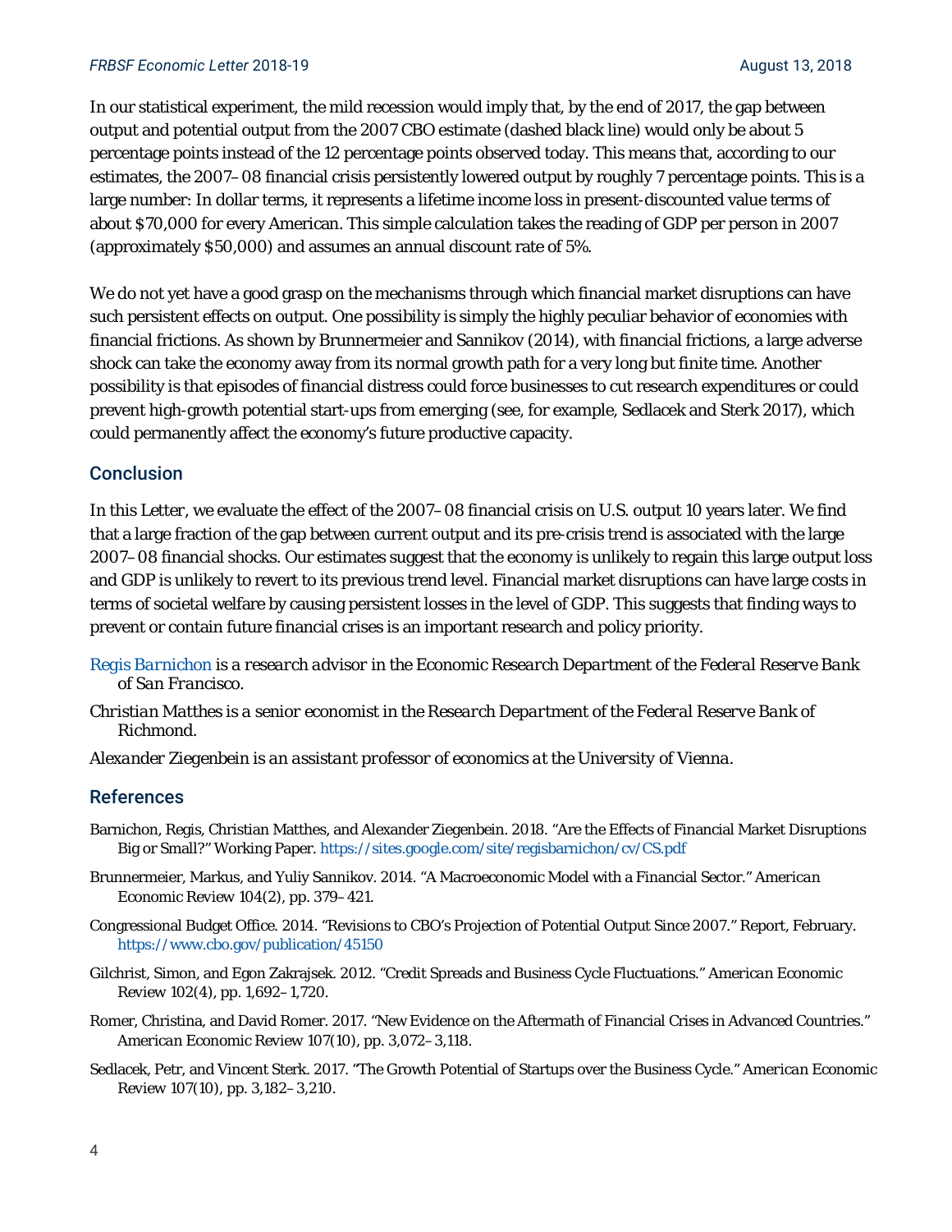In our statistical experiment, the mild recession would imply that, by the end of 2017, the gap between output and potential output from the 2007 CBO estimate (dashed black line) would only be about 5 percentage points instead of the 12 percentage points observed today. This means that, according to our estimates, the 2007–08 financial crisis persistently lowered output by roughly 7 percentage points. This is a large number: In dollar terms, it represents a lifetime income loss in present-discounted value terms of about $70,000 for every American. This simple calculation takes the reading of GDP per person in 2007 (approximately $50,000) and assumes an annual discount rate of 5%.

We do not yet have a good grasp on the mechanisms through which financial market disruptions can have such persistent effects on output. One possibility is simply the highly peculiar behavior of economies with financial frictions. As shown by Brunnermeier and Sannikov (2014), with financial frictions, a large adverse shock can take the economy away from its normal growth path for a very long but finite time. Another possibility is that episodes of financial distress could force businesses to cut research expenditures or could prevent high-growth potential start-ups from emerging (see, for example, Sedlacek and Sterk 2017), which could permanently affect the economy's future productive capacity.

## Conclusion

In this *Letter*, we evaluate the effect of the 2007–08 financial crisis on U.S. output 10 years later. We find that a large fraction of the gap between current output and its pre-crisis trend is associated with the large 2007–08 financial shocks. Our estimates suggest that the economy is unlikely to regain this large output loss and GDP is unlikely to revert to its previous trend level. Financial market disruptions can have large costs in terms of societal welfare by causing persistent losses in the level of GDP. This suggests that finding ways to prevent or contain future financial crises is an important research and policy priority.

*Regis Barnichon is a research advisor in the Economic Research Department of the Federal Reserve Bank of San Francisco.*

*Christian Matthes is a senior economist in the Research Department of the Federal Reserve Bank of Richmond.*

*Alexander Ziegenbein is an assistant professor of economics at the University of Vienna.*

## References

Barnichon, Regis, Christian Matthes, and Alexander Ziegenbein. 2018. "Are the Effects of Financial Market Disruptions Big or Small?" Working Paper. https://sites.google.com/site/regisbarnichon/cv/CS.pdf

Brunnermeier, Markus, and Yuliy Sannikov. 2014. "A Macroeconomic Model with a Financial Sector." *American Economic Review* 104(2), pp. 379–421.

Congressional Budget Office. 2014. "Revisions to CBO's Projection of Potential Output Since 2007." Report, February. https://www.cbo.gov/publication/45150

Gilchrist, Simon, and Egon Zakrajsek. 2012. "Credit Spreads and Business Cycle Fluctuations." *American Economic Review* 102(4), pp. 1,692–1,720.

Romer, Christina, and David Romer. 2017. "New Evidence on the Aftermath of Financial Crises in Advanced Countries." *American Economic Review* 107(10), pp. 3,072–3,118.

Sedlacek, Petr, and Vincent Sterk. 2017. "The Growth Potential of Startups over the Business Cycle." *American Economic Review* 107(10), pp. 3,182–3,210.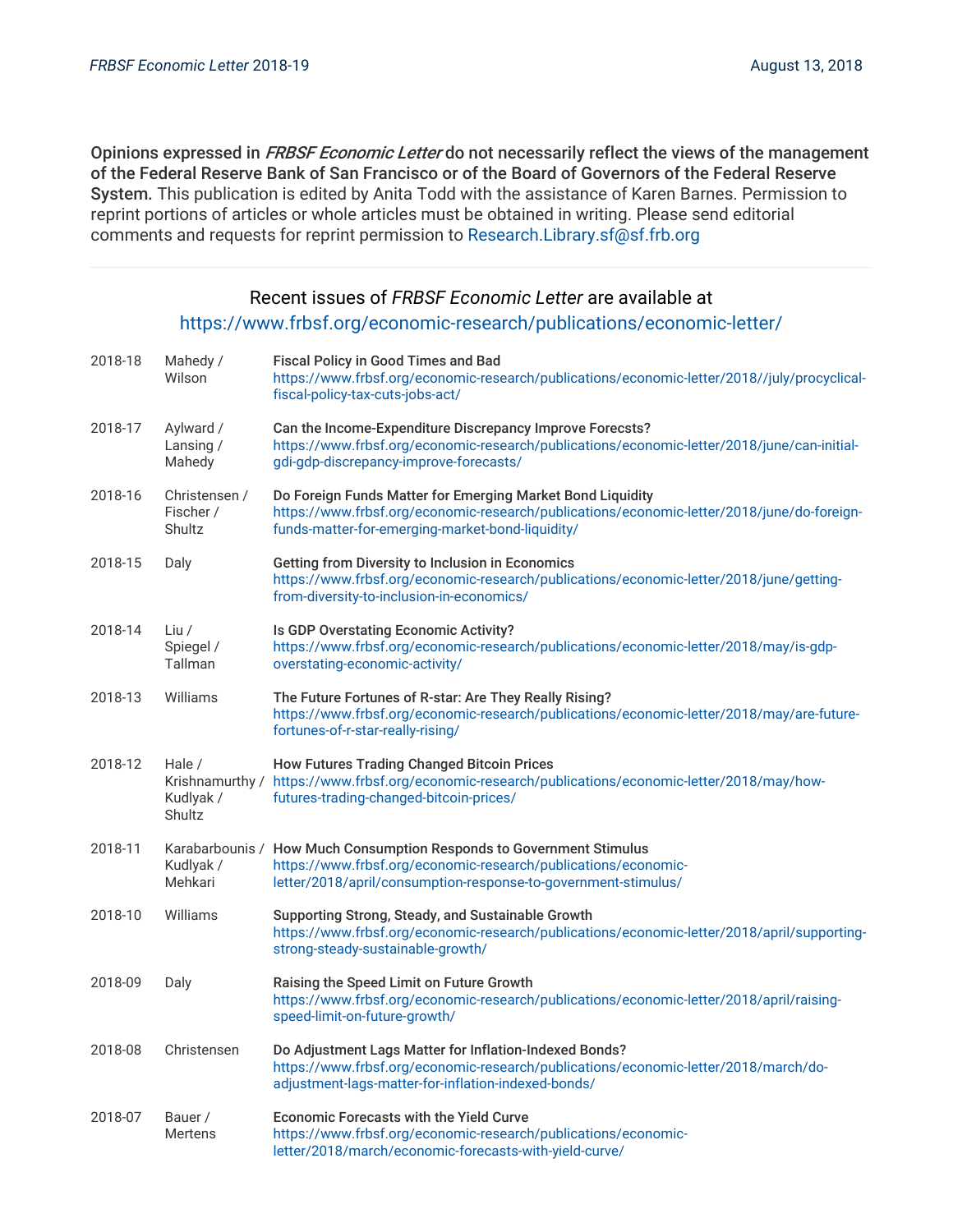**Opinions expressed in *FRBSF Economic Letter* do not necessarily reflect the views of the management of the Federal Reserve Bank of San Francisco or of the Board of Governors of the Federal Reserve System.** This publication is edited by Anita Todd with the assistance of Karen Barnes. Permission to reprint portions of articles or whole articles must be obtained in writing. Please send editorial comments and requests for reprint permission to Research.Library.sf@sf.frb.org

---

Recent issues of *FRBSF Economic Letter* are available at
https://www.frbsf.org/economic-research/publications/economic-letter/

| | | |
|---|---|---|
| 2018-18 | Mahedy / Wilson | **Fiscal Policy in Good Times and Bad** https://www.frbsf.org/economic-research/publications/economic-letter/2018//july/procyclical-fiscal-policy-tax-cuts-jobs-act/ |
| 2018-17 | Aylward / Lansing / Mahedy | **Can the Income-Expenditure Discrepancy Improve Forecsts?** https://www.frbsf.org/economic-research/publications/economic-letter/2018/june/can-initial-gdi-gdp-discrepancy-improve-forecasts/ |
| 2018-16 | Christensen / Fischer / Shultz | **Do Foreign Funds Matter for Emerging Market Bond Liquidity** https://www.frbsf.org/economic-research/publications/economic-letter/2018/june/do-foreign-funds-matter-for-emerging-market-bond-liquidity/ |
| 2018-15 | Daly | **Getting from Diversity to Inclusion in Economics** https://www.frbsf.org/economic-research/publications/economic-letter/2018/june/getting-from-diversity-to-inclusion-in-economics/ |
| 2018-14 | Liu / Spiegel / Tallman | **Is GDP Overstating Economic Activity?** https://www.frbsf.org/economic-research/publications/economic-letter/2018/may/is-gdp-overstating-economic-activity/ |
| 2018-13 | Williams | **The Future Fortunes of R-star: Are They Really Rising?** https://www.frbsf.org/economic-research/publications/economic-letter/2018/may/are-future-fortunes-of-r-star-really-rising/ |
| 2018-12 | Hale / Krishnamurthy / Kudlyak / Shultz | **How Futures Trading Changed Bitcoin Prices** https://www.frbsf.org/economic-research/publications/economic-letter/2018/may/how-futures-trading-changed-bitcoin-prices/ |
| 2018-11 | Karabarbounis / Kudlyak / Mehkari | **How Much Consumption Responds to Government Stimulus** https://www.frbsf.org/economic-research/publications/economic-letter/2018/april/consumption-response-to-government-stimulus/ |
| 2018-10 | Williams | **Supporting Strong, Steady, and Sustainable Growth** https://www.frbsf.org/economic-research/publications/economic-letter/2018/april/supporting-strong-steady-sustainable-growth/ |
| 2018-09 | Daly | **Raising the Speed Limit on Future Growth** https://www.frbsf.org/economic-research/publications/economic-letter/2018/april/raising-speed-limit-on-future-growth/ |
| 2018-08 | Christensen | **Do Adjustment Lags Matter for Inflation-Indexed Bonds?** https://www.frbsf.org/economic-research/publications/economic-letter/2018/march/do-adjustment-lags-matter-for-inflation-indexed-bonds/ |
| 2018-07 | Bauer / Mertens | **Economic Forecasts with the Yield Curve** https://www.frbsf.org/economic-research/publications/economic-letter/2018/march/economic-forecasts-with-yield-curve/ |